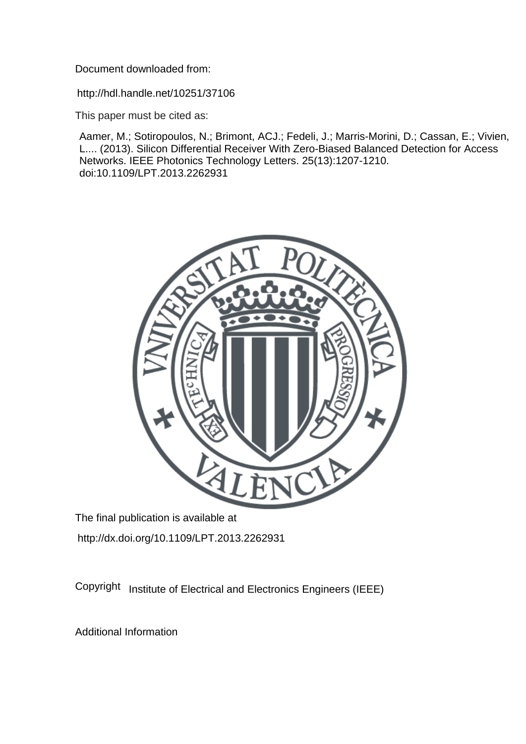Document downloaded from:

http://hdl.handle.net/10251/37106

This paper must be cited as:

Aamer, M.; Sotiropoulos, N.; Brimont, ACJ.; Fedeli, J.; Marris-Morini, D.; Cassan, E.; Vivien, L.... (2013). Silicon Differential Receiver With Zero-Biased Balanced Detection for Access Networks. IEEE Photonics Technology Letters. 25(13):1207-1210. doi:10.1109/LPT.2013.2262931

The final publication is available at

http://dx.doi.org/10.1109/LPT.2013.2262931

Copyright Institute of Electrical and Electronics Engineers (IEEE)

Additional Information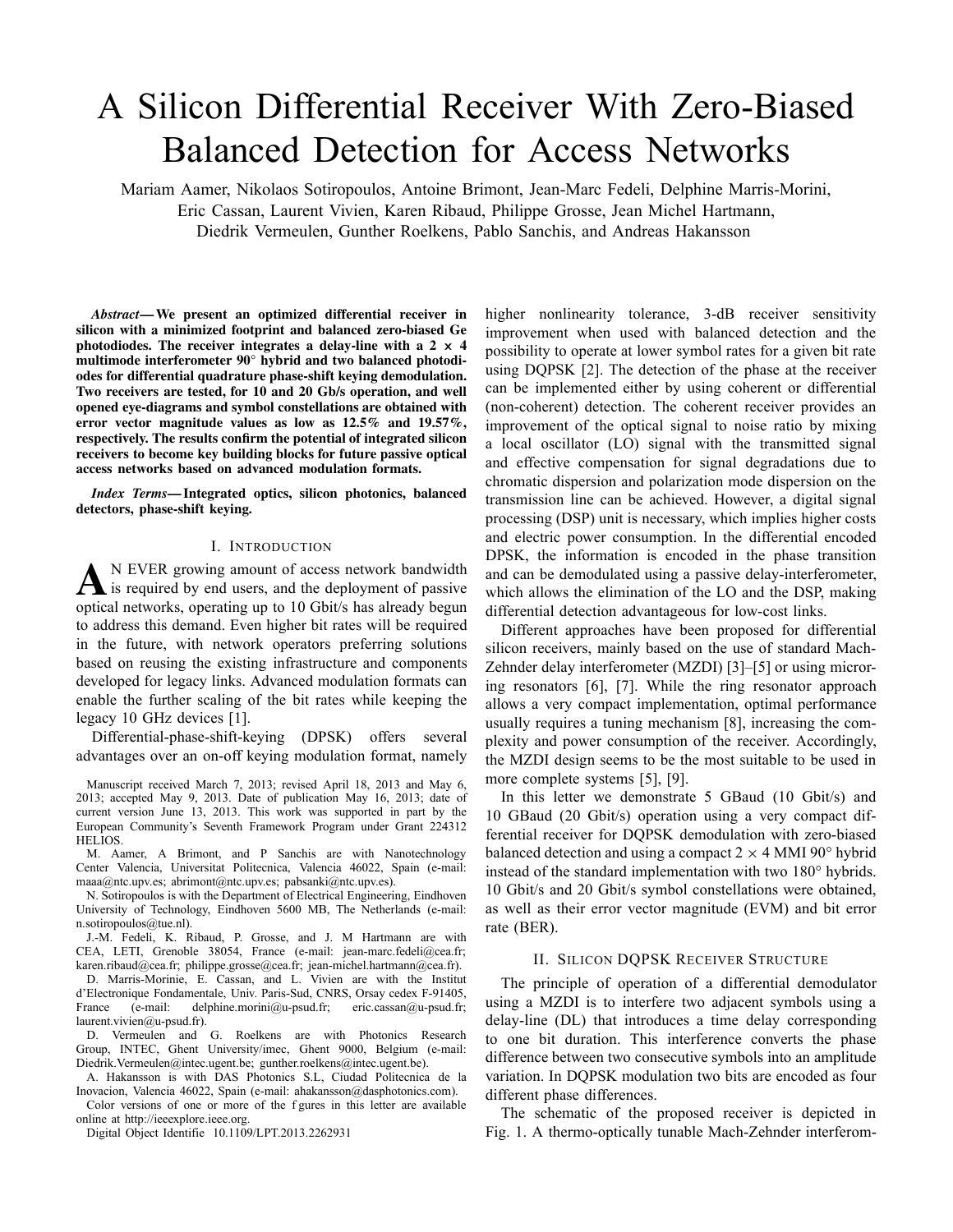# A Silicon Differential Receiver With Zero-Biased Balanced Detection for Access Networks

Mariam Aamer, Nikolaos Sotiropoulos, Antoine Brimont, Jean-Marc Fedeli, Delphine Marris-Morini, Eric Cassan, Laurent Vivien, Karen Ribaud, Philippe Grosse, Jean Michel Hartmann, Diedrik Vermeulen, Gunther Roelkens, Pablo Sanchis, and Andreas Hakansson

***Abstract*— We present an optimized differential receiver in silicon with a minimized footprint and balanced zero-biased Ge photodiodes. The receiver integrates a delay-line with a 2 × 4 multimode interferometer 90° hybrid and two balanced photodiodes for differential quadrature phase-shift keying demodulation. Two receivers are tested, for 10 and 20 Gb/s operation, and well opened eye-diagrams and symbol constellations are obtained with error vector magnitude values as low as 12.5% and 19.57%, respectively. The results confirm the potential of integrated silicon receivers to become key building blocks for future passive optical access networks based on advanced modulation formats.**

***Index Terms*— Integrated optics, silicon photonics, balanced detectors, phase-shift keying.**

## I. Introduction

An ever growing amount of access network bandwidth is required by end users, and the deployment of passive optical networks, operating up to 10 Gbit/s has already begun to address this demand. Even higher bit rates will be required in the future, with network operators preferring solutions based on reusing the existing infrastructure and components developed for legacy links. Advanced modulation formats can enable the further scaling of the bit rates while keeping the legacy 10 GHz devices [1].

Differential-phase-shift-keying (DPSK) offers several advantages over an on-off keying modulation format, namely higher nonlinearity tolerance, 3-dB receiver sensitivity improvement when used with balanced detection and the possibility to operate at lower symbol rates for a given bit rate using DQPSK [2]. The detection of the phase at the receiver can be implemented either by using coherent or differential (non-coherent) detection. The coherent receiver provides an improvement of the optical signal to noise ratio by mixing a local oscillator (LO) signal with the transmitted signal and effective compensation for signal degradations due to chromatic dispersion and polarization mode dispersion on the transmission line can be achieved. However, a digital signal processing (DSP) unit is necessary, which implies higher costs and electric power consumption. In the differential encoded DPSK, the information is encoded in the phase transition and can be demodulated using a passive delay-interferometer, which allows the elimination of the LO and the DSP, making differential detection advantageous for low-cost links.

Different approaches have been proposed for differential silicon receivers, mainly based on the use of standard Mach-Zehnder delay interferometer (MZDI) [3]–[5] or using microring resonators [6], [7]. While the ring resonator approach allows a very compact implementation, optimal performance usually requires a tuning mechanism [8], increasing the complexity and power consumption of the receiver. Accordingly, the MZDI design seems to be the most suitable to be used in more complete systems [5], [9].

In this letter we demonstrate 5 GBaud (10 Gbit/s) and 10 GBaud (20 Gbit/s) operation using a very compact differential receiver for DQPSK demodulation with zero-biased balanced detection and using a compact 2 × 4 MMI 90° hybrid instead of the standard implementation with two 180° hybrids. 10 Gbit/s and 20 Gbit/s symbol constellations were obtained, as well as their error vector magnitude (EVM) and bit error rate (BER).

## II. Silicon DQPSK Receiver Structure

The principle of operation of a differential demodulator using a MZDI is to interfere two adjacent symbols using a delay-line (DL) that introduces a time delay corresponding to one bit duration. This interference converts the phase difference between two consecutive symbols into an amplitude variation. In DQPSK modulation two bits are encoded as four different phase differences.

The schematic of the proposed receiver is depicted in Fig. 1. A thermo-optically tunable Mach-Zehnder interferom-

Manuscript received March 7, 2013; revised April 18, 2013 and May 6, 2013; accepted May 9, 2013. Date of publication May 16, 2013; date of current version June 13, 2013. This work was supported in part by the European Community's Seventh Framework Program under Grant 224312 HELIOS.

M. Aamer, A Brimont, and P Sanchis are with Nanotechnology Center Valencia, Universitat Politecnica, Valencia 46022, Spain (e-mail: maaa@ntc.upv.es; abrimont@ntc.upv.es; pabsanki@ntc.upv.es).

N. Sotiropoulos is with the Department of Electrical Engineering, Eindhoven University of Technology, Eindhoven 5600 MB, The Netherlands (e-mail: n.sotiropoulos@tue.nl).

J.-M. Fedeli, K. Ribaud, P. Grosse, and J. M Hartmann are with CEA, LETI, Grenoble 38054, France (e-mail: jean-marc.fedeli@cea.fr; karen.ribaud@cea.fr; philippe.grosse@cea.fr; jean-michel.hartmann@cea.fr).

D. Marris-Morinie, E. Cassan, and L. Vivien are with the Institut d'Electronique Fondamentale, Univ. Paris-Sud, CNRS, Orsay cedex F-91405, France (e-mail: delphine.morini@u-psud.fr; eric.cassan@u-psud.fr; laurent.vivien@u-psud.fr).

D. Vermeulen and G. Roelkens are with Photonics Research Group, INTEC, Ghent University/imec, Ghent 9000, Belgium (e-mail: Diedrik.Vermeulen@intec.ugent.be; gunther.roelkens@intec.ugent.be).

A. Hakansson is with DAS Photonics S.L, Ciudad Politecnica de la Inovacion, Valencia 46022, Spain (e-mail: ahakansson@dasphotonics.com).

Color versions of one or more of the f gures in this letter are available online at http://ieeexplore.ieee.org.

Digital Object Identifie 10.1109/LPT.2013.2262931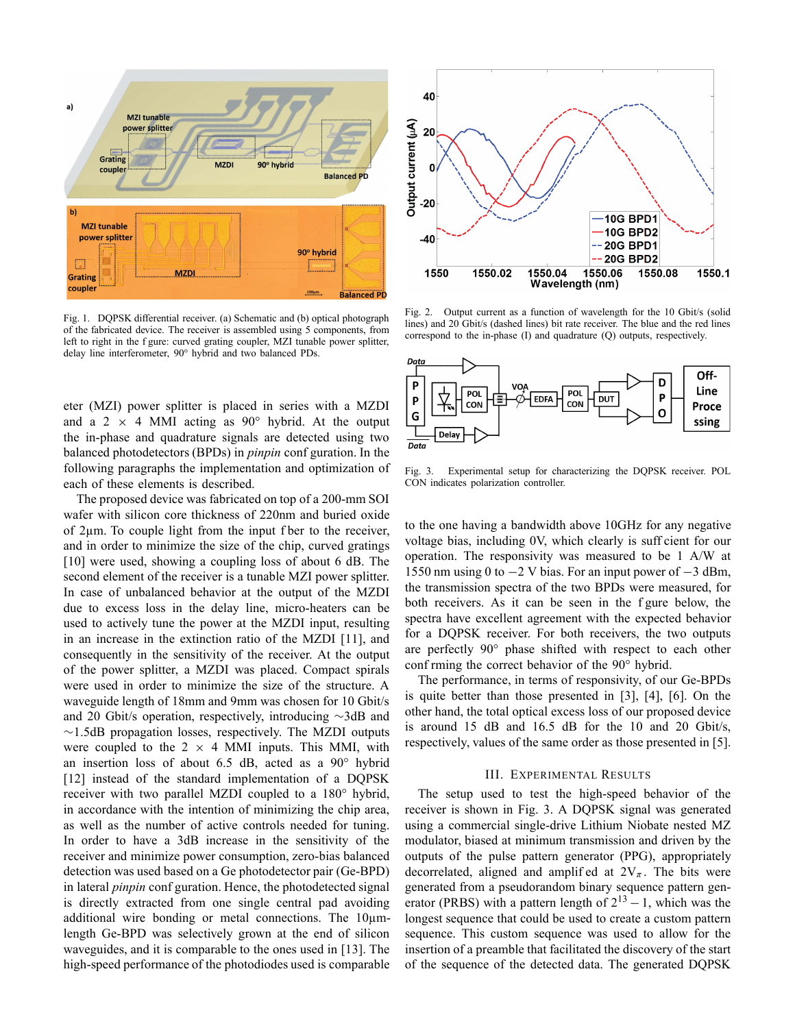Fig. 1. DQPSK differential receiver. (a) Schematic and (b) optical photograph of the fabricated device. The receiver is assembled using 5 components, from left to right in the figure: curved grating coupler, MZI tunable power splitter, delay line interferometer, 90° hybrid and two balanced PDs.

eter (MZI) power splitter is placed in series with a MZDI and a 2 × 4 MMI acting as 90° hybrid. At the output the in-phase and quadrature signals are detected using two balanced photodetectors (BPDs) in *pinpin* configuration. In the following paragraphs the implementation and optimization of each of these elements is described.

The proposed device was fabricated on top of a 200-mm SOI wafer with silicon core thickness of 220nm and buried oxide of 2μm. To couple light from the input fiber to the receiver, and in order to minimize the size of the chip, curved gratings [10] were used, showing a coupling loss of about 6 dB. The second element of the receiver is a tunable MZI power splitter. In case of unbalanced behavior at the output of the MZDI due to excess loss in the delay line, micro-heaters can be used to actively tune the power at the MZDI input, resulting in an increase in the extinction ratio of the MZDI [11], and consequently in the sensitivity of the receiver. At the output of the power splitter, a MZDI was placed. Compact spirals were used in order to minimize the size of the structure. A waveguide length of 18mm and 9mm was chosen for 10 Gbit/s and 20 Gbit/s operation, respectively, introducing ∼3dB and ∼1.5dB propagation losses, respectively. The MZDI outputs were coupled to the 2 × 4 MMI inputs. This MMI, with an insertion loss of about 6.5 dB, acted as a 90° hybrid [12] instead of the standard implementation of a DQPSK receiver with two parallel MZDI coupled to a 180° hybrid, in accordance with the intention of minimizing the chip area, as well as the number of active controls needed for tuning. In order to have a 3dB increase in the sensitivity of the receiver and minimize power consumption, zero-bias balanced detection was used based on a Ge photodetector pair (Ge-BPD) in lateral *pinpin* configuration. Hence, the photodetected signal is directly extracted from one single central pad avoiding additional wire bonding or metal connections. The 10μm-length Ge-BPD was selectively grown at the end of silicon waveguides, and it is comparable to the ones used in [13]. The high-speed performance of the photodiodes used is comparable

Fig. 2. Output current as a function of wavelength for the 10 Gbit/s (solid lines) and 20 Gbit/s (dashed lines) bit rate receiver. The blue and the red lines correspond to the in-phase (I) and quadrature (Q) outputs, respectively.

Fig. 3. Experimental setup for characterizing the DQPSK receiver. POL CON indicates polarization controller.

to the one having a bandwidth above 10GHz for any negative voltage bias, including 0V, which clearly is sufficient for our operation. The responsivity was measured to be 1 A/W at 1550 nm using 0 to −2 V bias. For an input power of −3 dBm, the transmission spectra of the two BPDs were measured, for both receivers. As it can be seen in the figure below, the spectra have excellent agreement with the expected behavior for a DQPSK receiver. For both receivers, the two outputs are perfectly 90° phase shifted with respect to each other confirming the correct behavior of the 90° hybrid.

The performance, in terms of responsivity, of our Ge-BPDs is quite better than those presented in [3], [4], [6]. On the other hand, the total optical excess loss of our proposed device is around 15 dB and 16.5 dB for the 10 and 20 Gbit/s, respectively, values of the same order as those presented in [5].

## III. Experimental Results

The setup used to test the high-speed behavior of the receiver is shown in Fig. 3. A DQPSK signal was generated using a commercial single-drive Lithium Niobate nested MZ modulator, biased at minimum transmission and driven by the outputs of the pulse pattern generator (PPG), appropriately decorrelated, aligned and amplified at $2V_\pi$. The bits were generated from a pseudorandom binary sequence pattern generator (PRBS) with a pattern length of $2^{13} - 1$, which was the longest sequence that could be used to create a custom pattern sequence. This custom sequence was used to allow for the insertion of a preamble that facilitated the discovery of the start of the sequence of the detected data. The generated DQPSK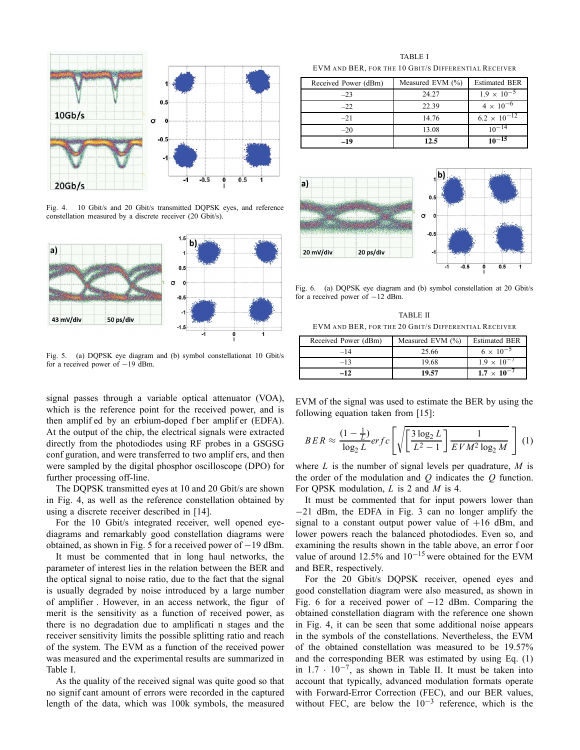Fig. 4. 10 Gbit/s and 20 Gbit/s transmitted DQPSK eyes, and reference constellation measured by a discrete receiver (20 Gbit/s).

Fig. 5. (a) DQPSK eye diagram and (b) symbol constellationat 10 Gbit/s for a received power of −19 dBm.

signal passes through a variable optical attenuator (VOA), which is the reference point for the received power, and is then amplified by an erbium-doped fiber amplifier (EDFA). At the output of the chip, the electrical signals were extracted directly from the photodiodes using RF probes in a GSGSG configuration, and were transferred to two amplifiers, and then were sampled by the digital phosphor oscilloscope (DPO) for further processing off-line.

The DQPSK transmitted eyes at 10 and 20 Gbit/s are shown in Fig. 4, as well as the reference constellation obtained by using a discrete receiver described in [14].

For the 10 Gbit/s integrated receiver, well opened eye-diagrams and remarkably good constellation diagrams were obtained, as shown in Fig. 5 for a received power of −19 dBm.

It must be commented that in long haul networks, the parameter of interest lies in the relation between the BER and the optical signal to noise ratio, due to the fact that the signal is usually degraded by noise introduced by a large number of amplifiers. However, in an access network, the figure of merit is the sensitivity as a function of received power, as there is no degradation due to amplification stages and the receiver sensitivity limits the possible splitting ratio and reach of the system. The EVM as a function of the received power was measured and the experimental results are summarized in Table I.

As the quality of the received signal was quite good so that no significant amount of errors were recorded in the captured length of the data, which was 100k symbols, the measured EVM of the signal was used to estimate the BER by using the following equation taken from [15]:

$$BER \approx \frac{(1-\frac{1}{L})}{\log_2 L} erfc\left[\sqrt{\left[\frac{3\log_2 L}{L^2-1}\right]\frac{1}{EVM^2 \log_2 M}}\right] \quad (1)$$

where $L$ is the number of signal levels per quadrature, $M$ is the order of the modulation and $Q$ indicates the $Q$ function. For QPSK modulation, $L$ is 2 and $M$ is 4.

It must be commented that for input powers lower than −21 dBm, the EDFA in Fig. 3 can no longer amplify the signal to a constant output power value of +16 dBm, and lower powers reach the balanced photodiodes. Even so, and examining the results shown in the table above, an error floor value of around 12.5% and $10^{-15}$ were obtained for the EVM and BER, respectively.

For the 20 Gbit/s DQPSK receiver, opened eyes and good constellation diagram were also measured, as shown in Fig. 6 for a received power of −12 dBm. Comparing the obtained constellation diagram with the reference one shown in Fig. 4, it can be seen that some additional noise appears in the symbols of the constellations. Nevertheless, the EVM of the obtained constellation was measured to be 19.57% and the corresponding BER was estimated by using Eq. (1) in $1.7 \cdot 10^{-7}$, as shown in Table II. It must be taken into account that typically, advanced modulation formats operate with Forward-Error Correction (FEC), and our BER values, without FEC, are below the $10^{-3}$ reference, which is the

TABLE I
EVM AND BER, FOR THE 10 GBIT/S DIFFERENTIAL RECEIVER

| Received Power (dBm) | Measured EVM (%) | Estimated BER |
|---|---|---|
| −23 | 24.27 | $1.9 \times 10^{-5}$ |
| −22 | 22.39 | $4 \times 10^{-6}$ |
| −21 | 14.76 | $6.2 \times 10^{-12}$ |
| −20 | 13.08 | $10^{-14}$ |
| **−19** | **12.5** | $\mathbf{10^{-15}}$ |

Fig. 6. (a) DQPSK eye diagram and (b) symbol constellation at 20 Gbit/s for a received power of −12 dBm.

TABLE II
EVM AND BER, FOR THE 20 GBIT/S DIFFERENTIAL RECEIVER

| Received Power (dBm) | Measured EVM (%) | Estimated BER |
|---|---|---|
| −14 | 25.66 | $6 \times 10^{-5}$ |
| −13 | 19.68 | $1.9 \times 10^{-7}$ |
| **−12** | **19.57** | $\mathbf{1.7 \times 10^{-7}}$ |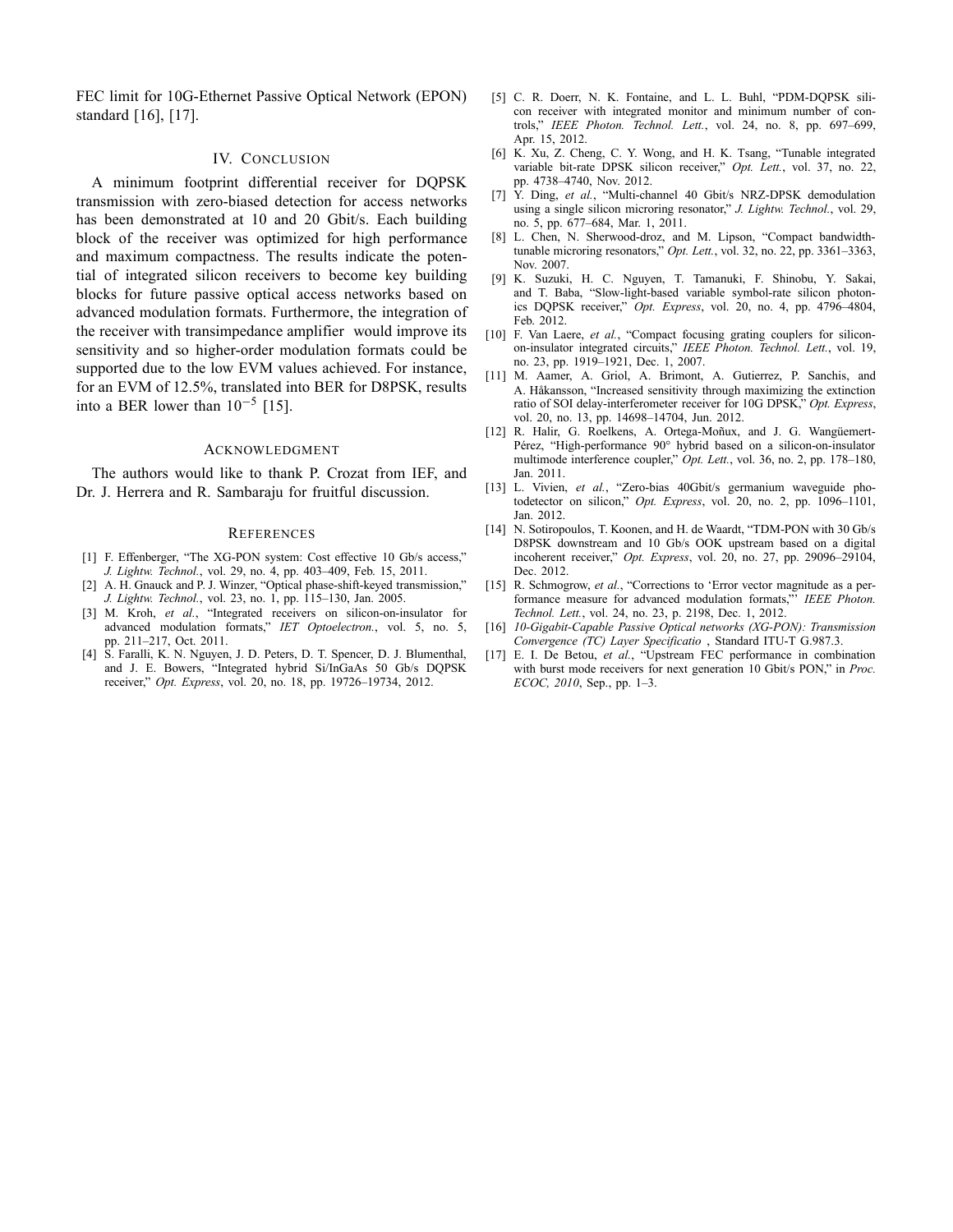FEC limit for 10G-Ethernet Passive Optical Network (EPON) standard [16], [17].

## IV. Conclusion

A minimum footprint differential receiver for DQPSK transmission with zero-biased detection for access networks has been demonstrated at 10 and 20 Gbit/s. Each building block of the receiver was optimized for high performance and maximum compactness. The results indicate the potential of integrated silicon receivers to become key building blocks for future passive optical access networks based on advanced modulation formats. Furthermore, the integration of the receiver with transimpedance amplifier would improve its sensitivity and so higher-order modulation formats could be supported due to the low EVM values achieved. For instance, for an EVM of 12.5%, translated into BER for D8PSK, results into a BER lower than $10^{-5}$ [15].

## Acknowledgment

The authors would like to thank P. Crozat from IEF, and Dr. J. Herrera and R. Sambaraju for fruitful discussion.

## References

[1] F. Effenberger, "The XG-PON system: Cost effective 10 Gb/s access," *J. Lightw. Technol.*, vol. 29, no. 4, pp. 403–409, Feb. 15, 2011.

[2] A. H. Gnauck and P. J. Winzer, "Optical phase-shift-keyed transmission," *J. Lightw. Technol.*, vol. 23, no. 1, pp. 115–130, Jan. 2005.

[3] M. Kroh, *et al.*, "Integrated receivers on silicon-on-insulator for advanced modulation formats," *IET Optoelectron.*, vol. 5, no. 5, pp. 211–217, Oct. 2011.

[4] S. Faralli, K. N. Nguyen, J. D. Peters, D. T. Spencer, D. J. Blumenthal, and J. E. Bowers, "Integrated hybrid Si/InGaAs 50 Gb/s DQPSK receiver," *Opt. Express*, vol. 20, no. 18, pp. 19726–19734, 2012.

[5] C. R. Doerr, N. K. Fontaine, and L. L. Buhl, "PDM-DQPSK silicon receiver with integrated monitor and minimum number of controls," *IEEE Photon. Technol. Lett.*, vol. 24, no. 8, pp. 697–699, Apr. 15, 2012.

[6] K. Xu, Z. Cheng, C. Y. Wong, and H. K. Tsang, "Tunable integrated variable bit-rate DPSK silicon receiver," *Opt. Lett.*, vol. 37, no. 22, pp. 4738–4740, Nov. 2012.

[7] Y. Ding, *et al.*, "Multi-channel 40 Gbit/s NRZ-DPSK demodulation using a single silicon microring resonator," *J. Lightw. Technol.*, vol. 29, no. 5, pp. 677–684, Mar. 1, 2011.

[8] L. Chen, N. Sherwood-droz, and M. Lipson, "Compact bandwidth-tunable microring resonators," *Opt. Lett.*, vol. 32, no. 22, pp. 3361–3363, Nov. 2007.

[9] K. Suzuki, H. C. Nguyen, T. Tamanuki, F. Shinobu, Y. Sakai, and T. Baba, "Slow-light-based variable symbol-rate silicon photonics DQPSK receiver," *Opt. Express*, vol. 20, no. 4, pp. 4796–4804, Feb. 2012.

[10] F. Van Laere, *et al.*, "Compact focusing grating couplers for silicon-on-insulator integrated circuits," *IEEE Photon. Technol. Lett.*, vol. 19, no. 23, pp. 1919–1921, Dec. 1, 2007.

[11] M. Aamer, A. Griol, A. Brimont, A. Gutierrez, P. Sanchis, and A. Håkansson, "Increased sensitivity through maximizing the extinction ratio of SOI delay-interferometer receiver for 10G DPSK," *Opt. Express*, vol. 20, no. 13, pp. 14698–14704, Jun. 2012.

[12] R. Halir, G. Roelkens, A. Ortega-Moñux, and J. G. Wangüemert-Pérez, "High-performance 90° hybrid based on a silicon-on-insulator multimode interference coupler," *Opt. Lett.*, vol. 36, no. 2, pp. 178–180, Jan. 2011.

[13] L. Vivien, *et al.*, "Zero-bias 40Gbit/s germanium waveguide photodetector on silicon," *Opt. Express*, vol. 20, no. 2, pp. 1096–1101, Jan. 2012.

[14] N. Sotiropoulos, T. Koonen, and H. de Waardt, "TDM-PON with 30 Gb/s D8PSK downstream and 10 Gb/s OOK upstream based on a digital incoherent receiver," *Opt. Express*, vol. 20, no. 27, pp. 29096–29104, Dec. 2012.

[15] R. Schmogrow, *et al.*, "Corrections to 'Error vector magnitude as a performance measure for advanced modulation formats,"' *IEEE Photon. Technol. Lett.*, vol. 24, no. 23, p. 2198, Dec. 1, 2012.

[16] *10-Gigabit-Capable Passive Optical networks (XG-PON): Transmission Convergence (TC) Layer Specificatio* , Standard ITU-T G.987.3.

[17] E. I. De Betou, *et al.*, "Upstream FEC performance in combination with burst mode receivers for next generation 10 Gbit/s PON," in *Proc. ECOC, 2010*, Sep., pp. 1–3.